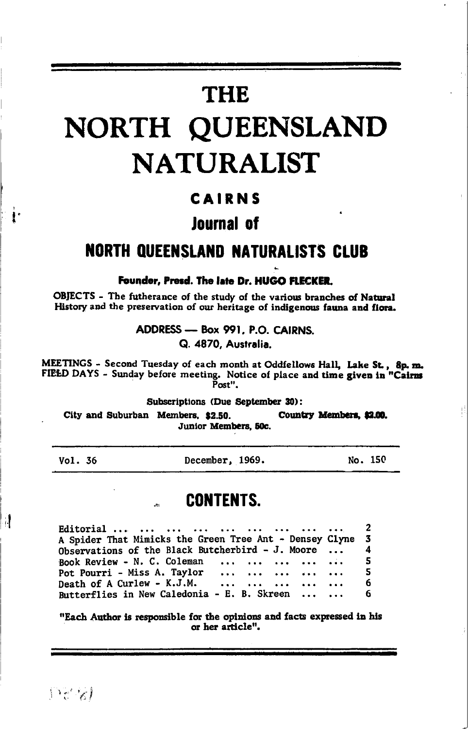# THE

# NORTH QUEENSLAND NATURALIST

## CAIRNS

## Journal of

## NORTH QUEENSLAND NATURALISTS CLUB

**Founder, Presd. The late Dr. HUGO FLECKER.**

OBJECTS - The futherance of the study of the various branches of Natural History and the preservation of our heritage of indigenous fauna and flora.

ADDRESS — Box 991, P.O. CAIRNS.
Q. 4870, Australia.

MEETINGS - Second Tuesday of each month at Oddfellows Hall, Lake St., 8p. m.
FIELD DAYS - Sunday before meeting. Notice of place and time given in "Cairns Post".

Subscriptions (Due September 30):
City and Suburban Members, $2.50. Country Members, $2.00.
Junior Members, 50c.

Vol. 36 December, 1969. No. 150

## CONTENTS.

| | |
|---|---|
| Editorial ... ... ... ... ... ... ... ... ... ... | 2 |
| A Spider That Mimicks the Green Tree Ant - Densey Clyne | 3 |
| Observations of the Black Butcherbird - J. Moore ... | 4 |
| Book Review - N. C. Coleman ... ... ... ... ... | 5 |
| Pot Pourri - Miss A. Taylor ... ... ... ... ... ... | 5 |
| Death of A Curlew - K.J.M. ... ... ... ... ... ... | 6 |
| Butterflies in New Caledonia - E. B. Skreen ... ... | 6 |

"Each Author is responsible for the opinions and facts expressed in his or her article".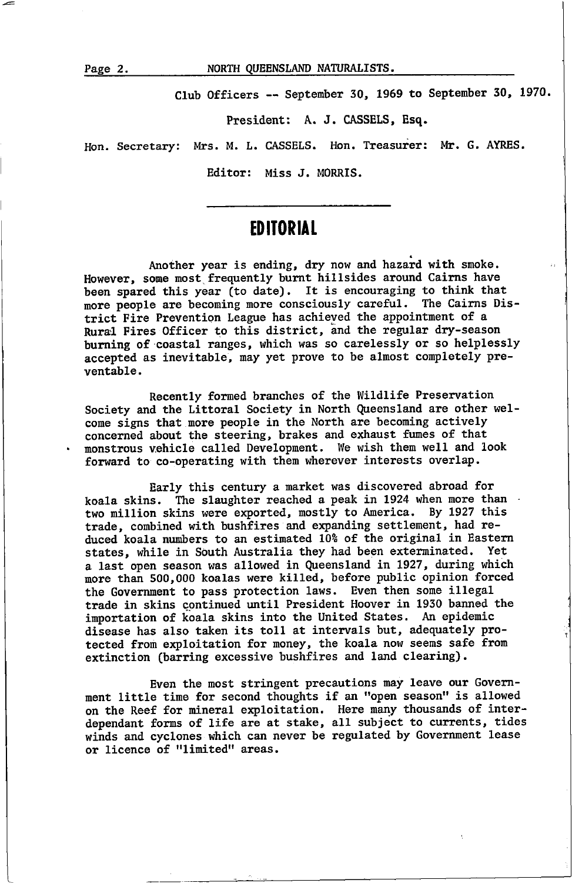Club Officers -- September 30, 1969 to September 30, 1970.

President: A. J. CASSELS, Esq.

Hon. Secretary: Mrs. M. L. CASSELS. Hon. Treasurer: Mr. G. AYRES.

Editor: Miss J. MORRIS.

---

# EDITORIAL

Another year is ending, dry now and hazard with smoke. However, some most frequently burnt hillsides around Cairns have been spared this year (to date). It is encouraging to think that more people are becoming more consciously careful. The Cairns District Fire Prevention League has achieved the appointment of a Rural Fires Officer to this district, and the regular dry-season burning of coastal ranges, which was so carelessly or so helplessly accepted as inevitable, may yet prove to be almost completely preventable.

Recently formed branches of the Wildlife Preservation Society and the Littoral Society in North Queensland are other welcome signs that more people in the North are becoming actively concerned about the steering, brakes and exhaust fumes of that monstrous vehicle called Development. We wish them well and look forward to co-operating with them wherever interests overlap.

Early this century a market was discovered abroad for koala skins. The slaughter reached a peak in 1924 when more than two million skins were exported, mostly to America. By 1927 this trade, combined with bushfires and expanding settlement, had reduced koala numbers to an estimated 10% of the original in Eastern states, while in South Australia they had been exterminated. Yet a last open season was allowed in Queensland in 1927, during which more than 500,000 koalas were killed, before public opinion forced the Government to pass protection laws. Even then some illegal trade in skins continued until President Hoover in 1930 banned the importation of koala skins into the United States. An epidemic disease has also taken its toll at intervals but, adequately protected from exploitation for money, the koala now seems safe from extinction (barring excessive bushfires and land clearing).

Even the most stringent precautions may leave our Government little time for second thoughts if an "open season" is allowed on the Reef for mineral exploitation. Here many thousands of interdependant forms of life are at stake, all subject to currents, tides winds and cyclones which can never be regulated by Government lease or licence of "limited" areas.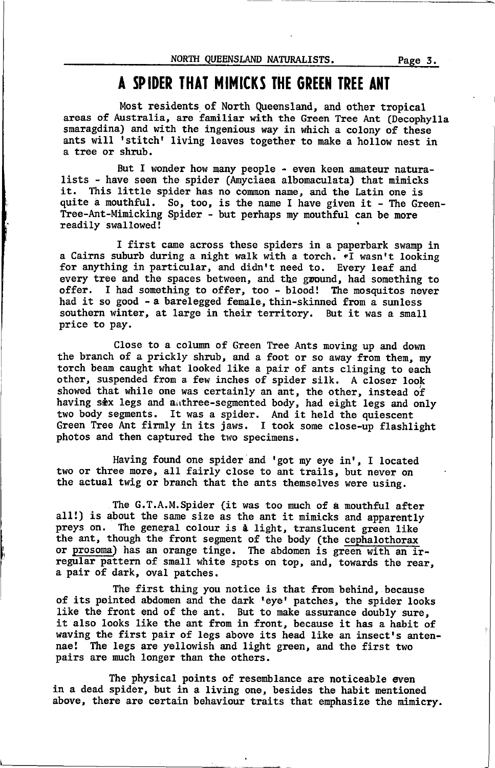# A SPIDER THAT MIMICKS THE GREEN TREE ANT

Most residents of North Queensland, and other tropical areas of Australia, are familiar with the Green Tree Ant (Decophylla smaragdina) and with the ingenious way in which a colony of these ants will 'stitch' living leaves together to make a hollow nest in a tree or shrub.

But I wonder how many people - even keen amateur naturalists - have seen the spider (Amyciaea albomaculata) that mimicks it. This little spider has no common name, and the Latin one is quite a mouthful. So, too, is the name I have given it - The Green-Tree-Ant-Mimicking Spider - but perhaps my mouthful can be more readily swallowed!

I first came across these spiders in a paperbark swamp in a Cairns suburb during a night walk with a torch. I wasn't looking for anything in particular, and didn't need to. Every leaf and every tree and the spaces between, and the ground, had something to offer. I had something to offer, too - blood! The mosquitos never had it so good - a barelegged female, thin-skinned from a sunless southern winter, at large in their territory. But it was a small price to pay.

Close to a column of Green Tree Ants moving up and down the branch of a prickly shrub, and a foot or so away from them, my torch beam caught what looked like a pair of ants clinging to each other, suspended from a few inches of spider silk. A closer look showed that while one was certainly an ant, the other, instead of having six legs and a three-segmented body, had eight legs and only two body segments. It was a spider. And it held the quiescent Green Tree Ant firmly in its jaws. I took some close-up flashlight photos and then captured the two specimens.

Having found one spider and 'got my eye in', I located two or three more, all fairly close to ant trails, but never on the actual twig or branch that the ants themselves were using.

The G.T.A.M.Spider (it was too much of a mouthful after all!) is about the same size as the ant it mimicks and apparently preys on. The general colour is a light, translucent green like the ant, though the front segment of the body (the <u>cephalothorax</u> or <u>prosoma</u>) has an orange tinge. The abdomen is green with an irregular pattern of small white spots on top, and, towards the rear, a pair of dark, oval patches.

The first thing you notice is that from behind, because of its pointed abdomen and the dark 'eye' patches, the spider looks like the front end of the ant. But to make assurance doubly sure, it also looks like the ant from in front, because it has a habit of waving the first pair of legs above its head like an insect's antennae! The legs are yellowish and light green, and the first two pairs are much longer than the others.

The physical points of resemblance are noticeable even in a dead spider, but in a living one, besides the habit mentioned above, there are certain behaviour traits that emphasize the mimicry.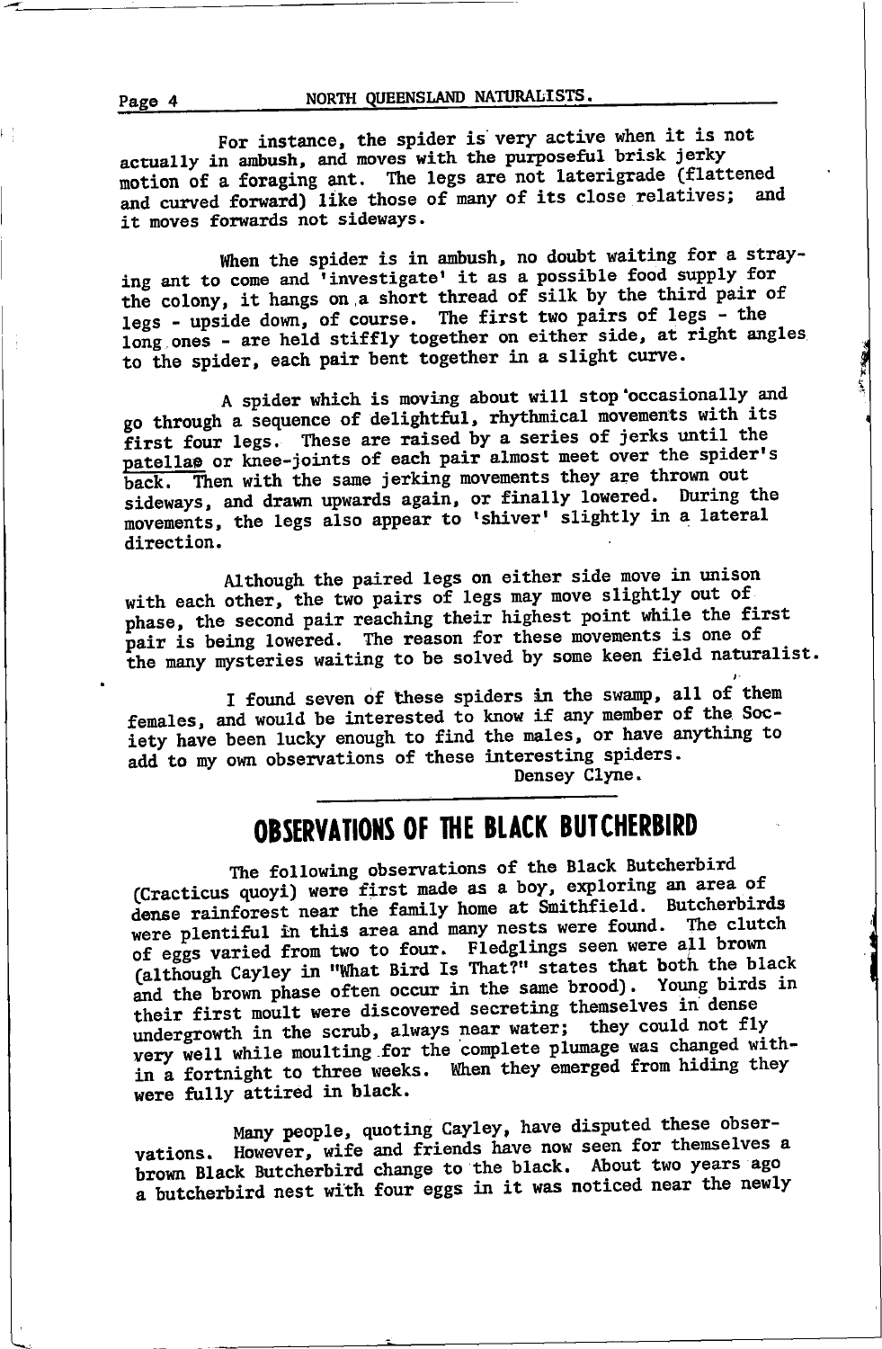For instance, the spider is very active when it is not actually in ambush, and moves with the purposeful brisk jerky motion of a foraging ant. The legs are not laterigrade (flattened and curved forward) like those of many of its close relatives; and it moves forwards not sideways.

When the spider is in ambush, no doubt waiting for a straying ant to come and 'investigate' it as a possible food supply for the colony, it hangs on a short thread of silk by the third pair of legs - upside down, of course. The first two pairs of legs - the long ones - are held stiffly together on either side, at right angles to the spider, each pair bent together in a slight curve.

A spider which is moving about will stop occasionally and go through a sequence of delightful, rhythmical movements with its first four legs. These are raised by a series of jerks until the patellae or knee-joints of each pair almost meet over the spider's back. Then with the same jerking movements they are thrown out sideways, and drawn upwards again, or finally lowered. During the movements, the legs also appear to 'shiver' slightly in a lateral direction.

Although the paired legs on either side move in unison with each other, the two pairs of legs may move slightly out of phase, the second pair reaching their highest point while the first pair is being lowered. The reason for these movements is one of the many mysteries waiting to be solved by some keen field naturalist.

I found seven of these spiders in the swamp, all of them females, and would be interested to know if any member of the Society have been lucky enough to find the males, or have anything to add to my own observations of these interesting spiders.

Densey Clyne.

## OBSERVATIONS OF THE BLACK BUTCHERBIRD

The following observations of the Black Butcherbird (Cracticus quoyi) were first made as a boy, exploring an area of dense rainforest near the family home at Smithfield. Butcherbirds were plentiful in this area and many nests were found. The clutch of eggs varied from two to four. Fledglings seen were all brown (although Cayley in "What Bird Is That?" states that both the black and the brown phase often occur in the same brood). Young birds in their first moult were discovered secreting themselves in dense undergrowth in the scrub, always near water; they could not fly very well while moulting for the complete plumage was changed within a fortnight to three weeks. When they emerged from hiding they were fully attired in black.

Many people, quoting Cayley, have disputed these observations. However, wife and friends have now seen for themselves a brown Black Butcherbird change to the black. About two years ago a butcherbird nest with four eggs in it was noticed near the newly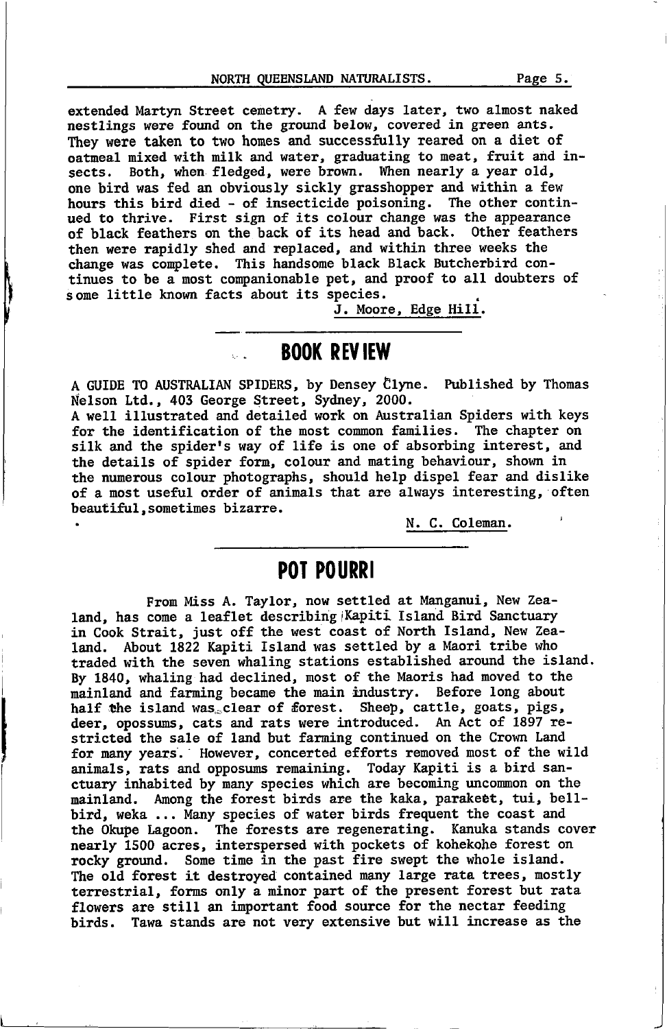extended Martyn Street cemetry. A few days later, two almost naked nestlings were found on the ground below, covered in green ants. They were taken to two homes and successfully reared on a diet of oatmeal mixed with milk and water, graduating to meat, fruit and insects. Both, when fledged, were brown. When nearly a year old, one bird was fed an obviously sickly grasshopper and within a few hours this bird died - of insecticide poisoning. The other continued to thrive. First sign of its colour change was the appearance of black feathers on the back of its head and back. Other feathers then were rapidly shed and replaced, and within three weeks the change was complete. This handsome black Black Butcherbird continues to be a most companionable pet, and proof to all doubters of some little known facts about its species.

J. Moore, Edge Hill.

## BOOK REVIEW

A GUIDE TO AUSTRALIAN SPIDERS, by Densey Clyne. Published by Thomas Nelson Ltd., 403 George Street, Sydney, 2000.

A well illustrated and detailed work on Australian Spiders with keys for the identification of the most common families. The chapter on silk and the spider's way of life is one of absorbing interest, and the details of spider form, colour and mating behaviour, shown in the numerous colour photographs, should help dispel fear and dislike of a most useful order of animals that are always interesting, often beautiful, sometimes bizarre.

N. C. Coleman.

## POT POURRI

From Miss A. Taylor, now settled at Manganui, New Zealand, has come a leaflet describing Kapiti Island Bird Sanctuary in Cook Strait, just off the west coast of North Island, New Zealand. About 1822 Kapiti Island was settled by a Maori tribe who traded with the seven whaling stations established around the island. By 1840, whaling had declined, most of the Maoris had moved to the mainland and farming became the main industry. Before long about half the island was clear of forest. Sheep, cattle, goats, pigs, deer, opossums, cats and rats were introduced. An Act of 1897 restricted the sale of land but farming continued on the Crown Land for many years. However, concerted efforts removed most of the wild animals, rats and opposums remaining. Today Kapiti is a bird sanctuary inhabited by many species which are becoming uncommon on the mainland. Among the forest birds are the kaka, parakeet, tui, bellbird, weka ... Many species of water birds frequent the coast and the Okupe Lagoon. The forests are regenerating. Kanuka stands cover nearly 1500 acres, interspersed with pockets of kohekohe forest on rocky ground. Some time in the past fire swept the whole island. The old forest it destroyed contained many large rata trees, mostly terrestrial, forms only a minor part of the present forest but rata flowers are still an important food source for the nectar feeding birds. Tawa stands are not very extensive but will increase as the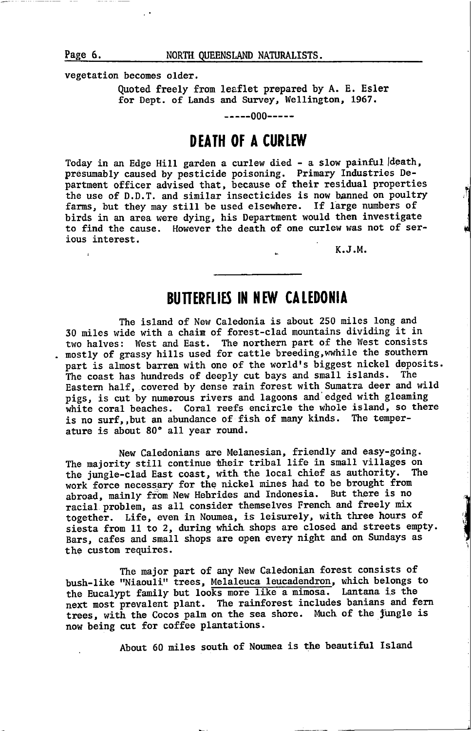vegetation becomes older.

Quoted freely from leaflet prepared by A. E. Esler for Dept. of Lands and Survey, Wellington, 1967.

-----000-----

# DEATH OF A CURLEW

Today in an Edge Hill garden a curlew died - a slow painful death, presumably caused by pesticide poisoning. Primary Industries Department officer advised that, because of their residual properties the use of D.D.T. and similar insecticides is now banned on poultry farms, but they may still be used elsewhere. If large numbers of birds in an area were dying, his Department would then investigate to find the cause. However the death of one curlew was not of serious interest.

K.J.M.

---

# BUTTERFLIES IN NEW CALEDONIA

The island of New Caledonia is about 250 miles long and 30 miles wide with a chain of forest-clad mountains dividing it in two halves: West and East. The northern part of the West consists mostly of grassy hills used for cattle breeding, while the southern part is almost barren with one of the world's biggest nickel deposits. The coast has hundreds of deeply cut bays and small islands. The Eastern half, covered by dense rain forest with Sumatra deer and wild pigs, is cut by numerous rivers and lagoons and edged with gleaming white coral beaches. Coral reefs encircle the whole island, so there is no surf, but an abundance of fish of many kinds. The temperature is about 80° all year round.

New Caledonians are Melanesian, friendly and easy-going. The majority still continue their tribal life in small villages on the jungle-clad East coast, with the local chief as authority. The work force necessary for the nickel mines had to be brought from abroad, mainly from New Hebrides and Indonesia. But there is no racial problem, as all consider themselves French and freely mix together. Life, even in Noumea, is leisurely, with three hours of siesta from 11 to 2, during which shops are closed and streets empty. Bars, cafes and small shops are open every night and on Sundays as the custom requires.

The major part of any New Caledonian forest consists of bush-like "Niaouli" trees, *Melaleuca leucadendron*, which belongs to the Eucalypt family but looks more like a mimosa. Lantana is the next most prevalent plant. The rainforest includes banians and fern trees, with the Cocos palm on the sea shore. Much of the jungle is now being cut for coffee plantations.

About 60 miles south of Noumea is the beautiful Island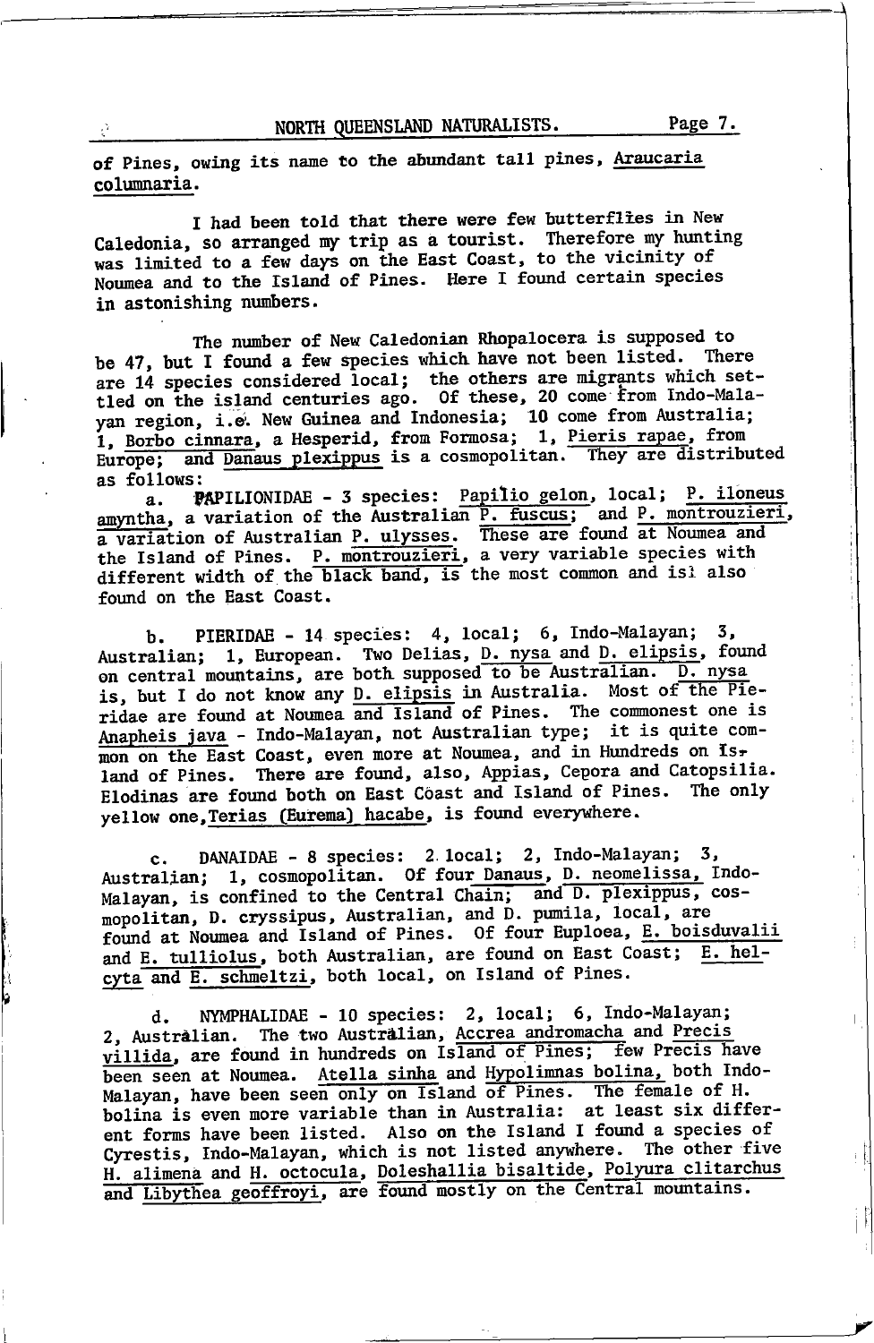of Pines, owing its name to the abundant tall pines, Araucaria columnaria.

I had been told that there were few butterflies in New Caledonia, so arranged my trip as a tourist. Therefore my hunting was limited to a few days on the East Coast, to the vicinity of Noumea and to the Island of Pines. Here I found certain species in astonishing numbers.

The number of New Caledonian Rhopalocera is supposed to be 47, but I found a few species which have not been listed. There are 14 species considered local; the others are migrants which settled on the island centuries ago. Of these, 20 come from Indo-Malayan region, i.e. New Guinea and Indonesia; 10 come from Australia; 1, Borbo cinnara, a Hesperid, from Formosa; 1, Pieris rapae, from Europe; and Danaus plexippus is a cosmopolitan. They are distributed as follows:

a. PAPILIONIDAE - 3 species: Papilio gelon, local; P. iloneus amyntha, a variation of the Australian P. fuscus; and P. montrouzieri, a variation of Australian P. ulysses. These are found at Noumea and the Island of Pines. P. montrouzieri, a very variable species with different width of the black band, is the most common and is also found on the East Coast.

b. PIERIDAE - 14 species: 4, local; 6, Indo-Malayan; 3, Australian; 1, European. Two Delias, D. nysa and D. elipsis, found on central mountains, are both supposed to be Australian. D. nysa is, but I do not know any D. elipsis in Australia. Most of the Pieridae are found at Noumea and Island of Pines. The commonest one is Anapheis java - Indo-Malayan, not Australian type; it is quite common on the East Coast, even more at Noumea, and in Hundreds on Island of Pines. There are found, also, Appias, Cepora and Catopsilia. Elodinas are found both on East Coast and Island of Pines. The only yellow one, Terias (Eurema) hacabe, is found everywhere.

c. DANAIDAE - 8 species: 2 local; 2, Indo-Malayan; 3, Australian; 1, cosmopolitan. Of four Danaus, D. neomelissa, Indo-Malayan, is confined to the Central Chain; and D. plexippus, cosmopolitan, D. cryssipus, Australian, and D. pumila, local, are found at Noumea and Island of Pines. Of four Euploea, E. boisduvalii and E. tulliolus, both Australian, are found on East Coast; E. helcyta and E. schmeltzi, both local, on Island of Pines.

d. NYMPHALIDAE - 10 species: 2, local; 6, Indo-Malayan; 2, Australian. The two Australian, Accrea andromacha and Precis villida, are found in hundreds on Island of Pines; few Precis have been seen at Noumea. Atella sinha and Hypolimnas bolina, both Indo-Malayan, have been seen only on Island of Pines. The female of H. bolina is even more variable than in Australia: at least six different forms have been listed. Also on the Island I found a species of Cyrestis, Indo-Malayan, which is not listed anywhere. The other five H. alimena and H. octocula, Doleshallia bisaltide, Polyura clitarchus and Libythea geoffroyi, are found mostly on the Central mountains.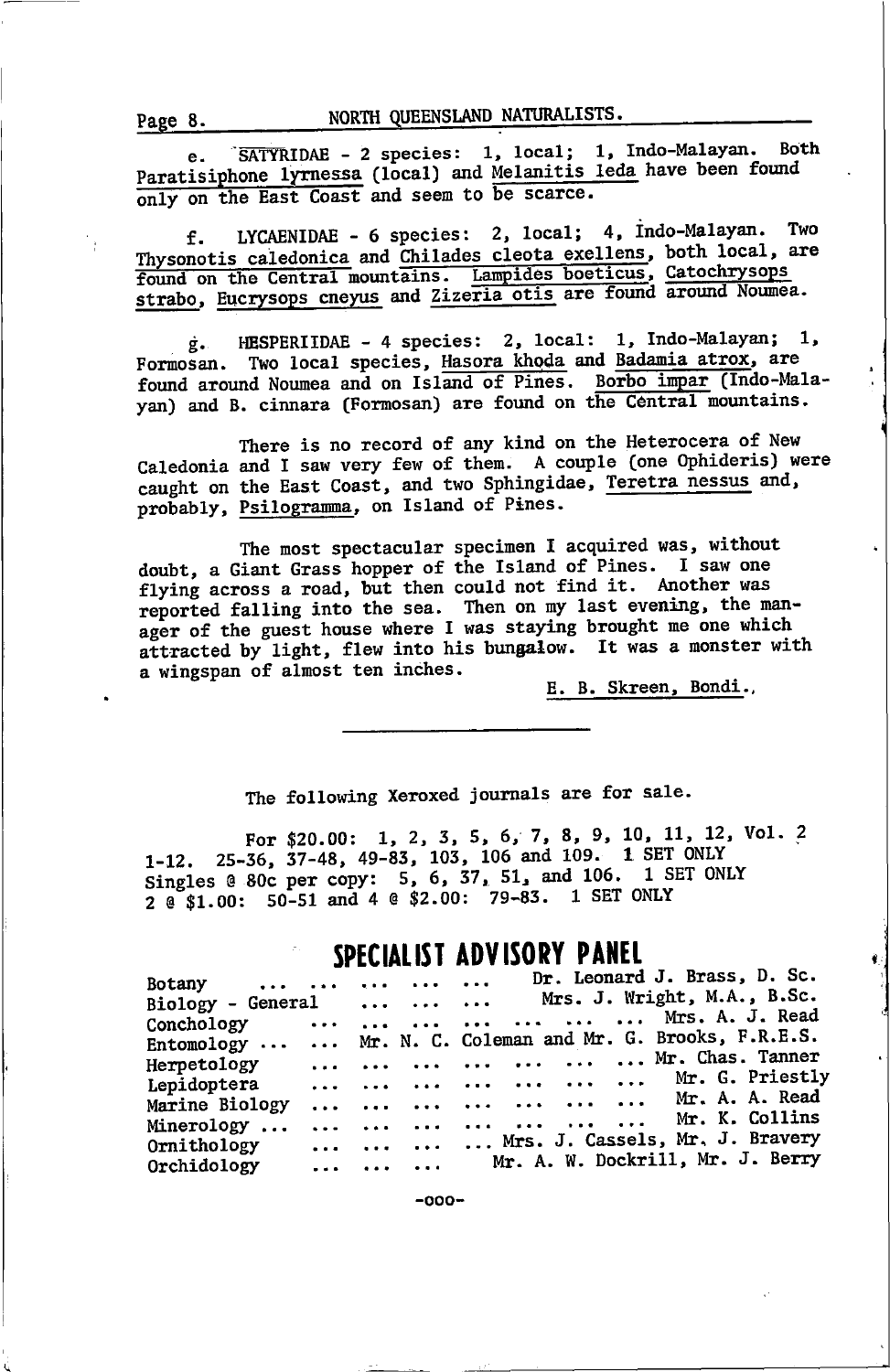e. SATYRIDAE - 2 species: 1, local; 1, Indo-Malayan. Both Paratisiphone lyrnessa (local) and Melanitis leda have been found only on the East Coast and seem to be scarce.

f. LYCAENIDAE - 6 species: 2, local; 4, Indo-Malayan. Two Thysonotis caledonica and Chilades cleota exellens, both local, are found on the Central mountains. Lampides boeticus, Catochrysops strabo, Eucrysops cneyus and Zizeria otis are found around Noumea.

g. HESPERIIDAE - 4 species: 2, local: 1, Indo-Malayan; 1, Formosan. Two local species, Hasora khoda and Badamia atrox, are found around Noumea and on Island of Pines. Borbo impar (Indo-Malayan) and B. cinnara (Formosan) are found on the Central mountains.

There is no record of any kind on the Heterocera of New Caledonia and I saw very few of them. A couple (one Ophideris) were caught on the East Coast, and two Sphingidae, Teretra nessus and, probably, Psilogramma, on Island of Pines.

The most spectacular specimen I acquired was, without doubt, a Giant Grass hopper of the Island of Pines. I saw one flying across a road, but then could not find it. Another was reported falling into the sea. Then on my last evening, the manager of the guest house where I was staying brought me one which attracted by light, flew into his bungalow. It was a monster with a wingspan of almost ten inches.

E. B. Skreen, Bondi.

---

The following Xeroxed journals are for sale.

For $20.00: 1, 2, 3, 5, 6, 7, 8, 9, 10, 11, 12, Vol. 2 1-12. 25-36, 37-48, 49-83, 103, 106 and 109. 1 SET ONLY
Singles @ 80c per copy: 5, 6, 37, 51, and 106. 1 SET ONLY
2 @ $1.00: 50-51 and 4 @ $2.00: 79-83. 1 SET ONLY

## SPECIALIST ADVISORY PANEL

| | |
|---|---|
| Botany | Dr. Leonard J. Brass, D. Sc. |
| Biology - General | Mrs. J. Wright, M.A., B.Sc. |
| Conchology | Mrs. A. J. Read |
| Entomology | Mr. N. C. Coleman and Mr. G. Brooks, F.R.E.S. |
| Herpetology | Mr. Chas. Tanner |
| Lepidoptera | Mr. G. Priestly |
| Marine Biology | Mr. A. A. Read |
| Minerology | Mr. K. Collins |
| Ornithology | Mrs. J. Cassels, Mr. J. Bravery |
| Orchidology | Mr. A. W. Dockrill, Mr. J. Berry |

-ooo-